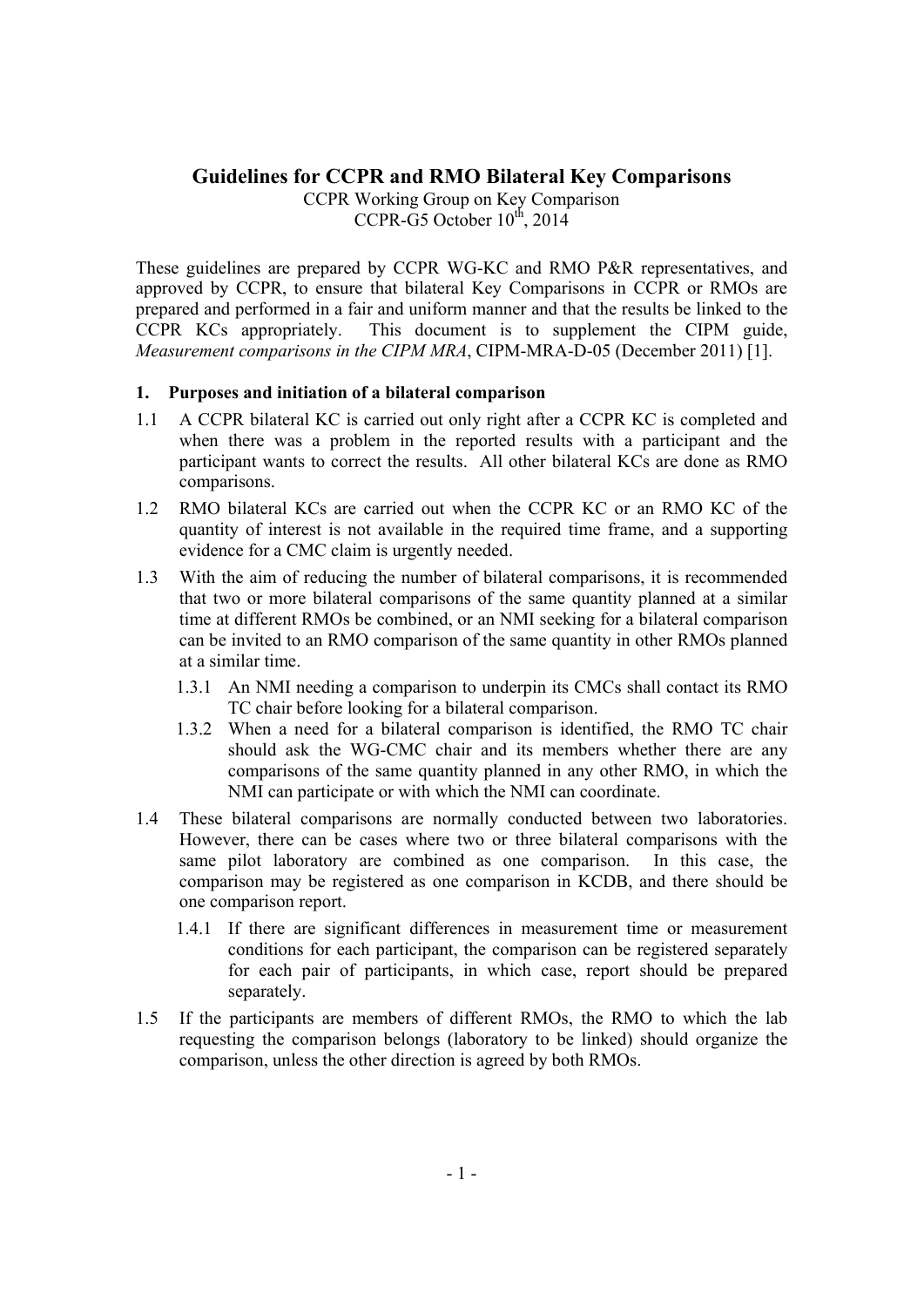# Guidelines for CCPR and RMO Bilateral Key Comparisons

CCPR Working Group on Key Comparison
CCPR-G5 October 10th, 2014

These guidelines are prepared by CCPR WG-KC and RMO P&R representatives, and approved by CCPR, to ensure that bilateral Key Comparisons in CCPR or RMOs are prepared and performed in a fair and uniform manner and that the results be linked to the CCPR KCs appropriately. This document is to supplement the CIPM guide, *Measurement comparisons in the CIPM MRA*, CIPM-MRA-D-05 (December 2011) [1].

## 1. Purposes and initiation of a bilateral comparison

1.1 A CCPR bilateral KC is carried out only right after a CCPR KC is completed and when there was a problem in the reported results with a participant and the participant wants to correct the results. All other bilateral KCs are done as RMO comparisons.

1.2 RMO bilateral KCs are carried out when the CCPR KC or an RMO KC of the quantity of interest is not available in the required time frame, and a supporting evidence for a CMC claim is urgently needed.

1.3 With the aim of reducing the number of bilateral comparisons, it is recommended that two or more bilateral comparisons of the same quantity planned at a similar time at different RMOs be combined, or an NMI seeking for a bilateral comparison can be invited to an RMO comparison of the same quantity in other RMOs planned at a similar time.

   1.3.1 An NMI needing a comparison to underpin its CMCs shall contact its RMO TC chair before looking for a bilateral comparison.

   1.3.2 When a need for a bilateral comparison is identified, the RMO TC chair should ask the WG-CMC chair and its members whether there are any comparisons of the same quantity planned in any other RMO, in which the NMI can participate or with which the NMI can coordinate.

1.4 These bilateral comparisons are normally conducted between two laboratories. However, there can be cases where two or three bilateral comparisons with the same pilot laboratory are combined as one comparison. In this case, the comparison may be registered as one comparison in KCDB, and there should be one comparison report.

   1.4.1 If there are significant differences in measurement time or measurement conditions for each participant, the comparison can be registered separately for each pair of participants, in which case, report should be prepared separately.

1.5 If the participants are members of different RMOs, the RMO to which the lab requesting the comparison belongs (laboratory to be linked) should organize the comparison, unless the other direction is agreed by both RMOs.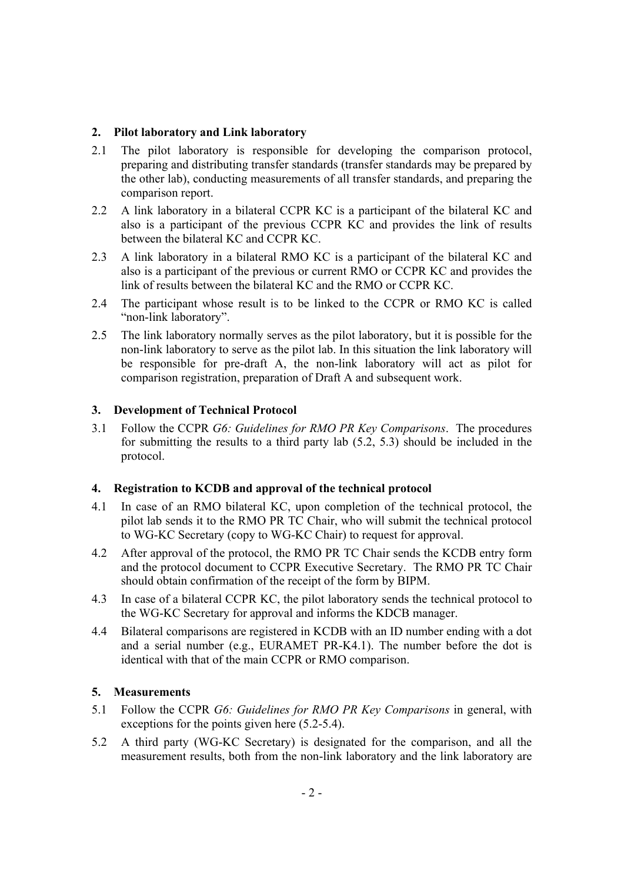## 2. Pilot laboratory and Link laboratory

2.1 The pilot laboratory is responsible for developing the comparison protocol, preparing and distributing transfer standards (transfer standards may be prepared by the other lab), conducting measurements of all transfer standards, and preparing the comparison report.

2.2 A link laboratory in a bilateral CCPR KC is a participant of the bilateral KC and also is a participant of the previous CCPR KC and provides the link of results between the bilateral KC and CCPR KC.

2.3 A link laboratory in a bilateral RMO KC is a participant of the bilateral KC and also is a participant of the previous or current RMO or CCPR KC and provides the link of results between the bilateral KC and the RMO or CCPR KC.

2.4 The participant whose result is to be linked to the CCPR or RMO KC is called "non-link laboratory".

2.5 The link laboratory normally serves as the pilot laboratory, but it is possible for the non-link laboratory to serve as the pilot lab. In this situation the link laboratory will be responsible for pre-draft A, the non-link laboratory will act as pilot for comparison registration, preparation of Draft A and subsequent work.

## 3. Development of Technical Protocol

3.1 Follow the CCPR *G6: Guidelines for RMO PR Key Comparisons*. The procedures for submitting the results to a third party lab (5.2, 5.3) should be included in the protocol.

## 4. Registration to KCDB and approval of the technical protocol

4.1 In case of an RMO bilateral KC, upon completion of the technical protocol, the pilot lab sends it to the RMO PR TC Chair, who will submit the technical protocol to WG-KC Secretary (copy to WG-KC Chair) to request for approval.

4.2 After approval of the protocol, the RMO PR TC Chair sends the KCDB entry form and the protocol document to CCPR Executive Secretary. The RMO PR TC Chair should obtain confirmation of the receipt of the form by BIPM.

4.3 In case of a bilateral CCPR KC, the pilot laboratory sends the technical protocol to the WG-KC Secretary for approval and informs the KDCB manager.

4.4 Bilateral comparisons are registered in KCDB with an ID number ending with a dot and a serial number (e.g., EURAMET PR-K4.1). The number before the dot is identical with that of the main CCPR or RMO comparison.

## 5. Measurements

5.1 Follow the CCPR *G6: Guidelines for RMO PR Key Comparisons* in general, with exceptions for the points given here (5.2-5.4).

5.2 A third party (WG-KC Secretary) is designated for the comparison, and all the measurement results, both from the non-link laboratory and the link laboratory are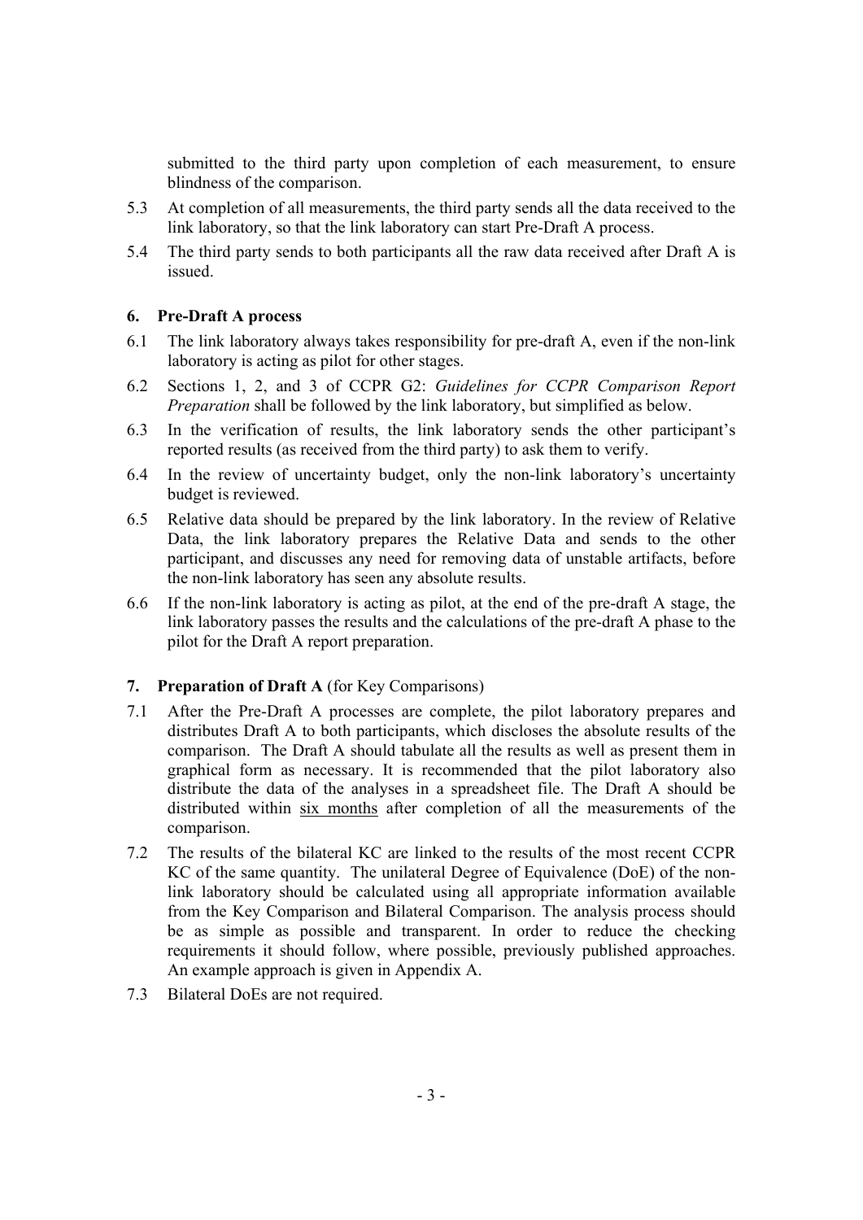submitted to the third party upon completion of each measurement, to ensure blindness of the comparison.

5.3 At completion of all measurements, the third party sends all the data received to the link laboratory, so that the link laboratory can start Pre-Draft A process.

5.4 The third party sends to both participants all the raw data received after Draft A is issued.

## 6. Pre-Draft A process

6.1 The link laboratory always takes responsibility for pre-draft A, even if the non-link laboratory is acting as pilot for other stages.

6.2 Sections 1, 2, and 3 of CCPR G2: *Guidelines for CCPR Comparison Report Preparation* shall be followed by the link laboratory, but simplified as below.

6.3 In the verification of results, the link laboratory sends the other participant's reported results (as received from the third party) to ask them to verify.

6.4 In the review of uncertainty budget, only the non-link laboratory's uncertainty budget is reviewed.

6.5 Relative data should be prepared by the link laboratory. In the review of Relative Data, the link laboratory prepares the Relative Data and sends to the other participant, and discusses any need for removing data of unstable artifacts, before the non-link laboratory has seen any absolute results.

6.6 If the non-link laboratory is acting as pilot, at the end of the pre-draft A stage, the link laboratory passes the results and the calculations of the pre-draft A phase to the pilot for the Draft A report preparation.

## 7. Preparation of Draft A (for Key Comparisons)

7.1 After the Pre-Draft A processes are complete, the pilot laboratory prepares and distributes Draft A to both participants, which discloses the absolute results of the comparison. The Draft A should tabulate all the results as well as present them in graphical form as necessary. It is recommended that the pilot laboratory also distribute the data of the analyses in a spreadsheet file. The Draft A should be distributed within six months after completion of all the measurements of the comparison.

7.2 The results of the bilateral KC are linked to the results of the most recent CCPR KC of the same quantity. The unilateral Degree of Equivalence (DoE) of the non-link laboratory should be calculated using all appropriate information available from the Key Comparison and Bilateral Comparison. The analysis process should be as simple as possible and transparent. In order to reduce the checking requirements it should follow, where possible, previously published approaches. An example approach is given in Appendix A.

7.3 Bilateral DoEs are not required.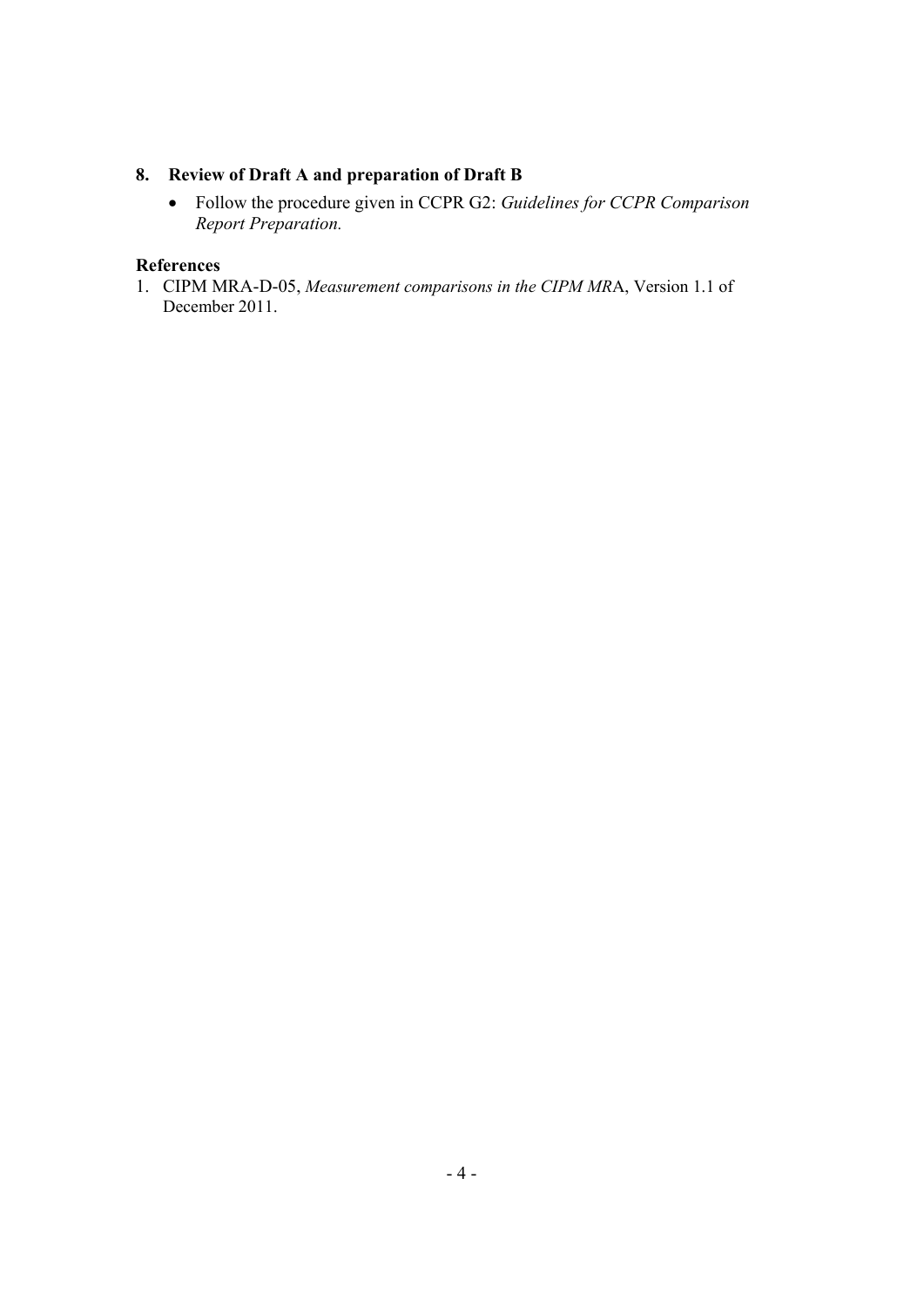## 8. Review of Draft A and preparation of Draft B

- Follow the procedure given in CCPR G2: *Guidelines for CCPR Comparison Report Preparation.*

### References

1. CIPM MRA-D-05, *Measurement comparisons in the CIPM MR*A, Version 1.1 of December 2011.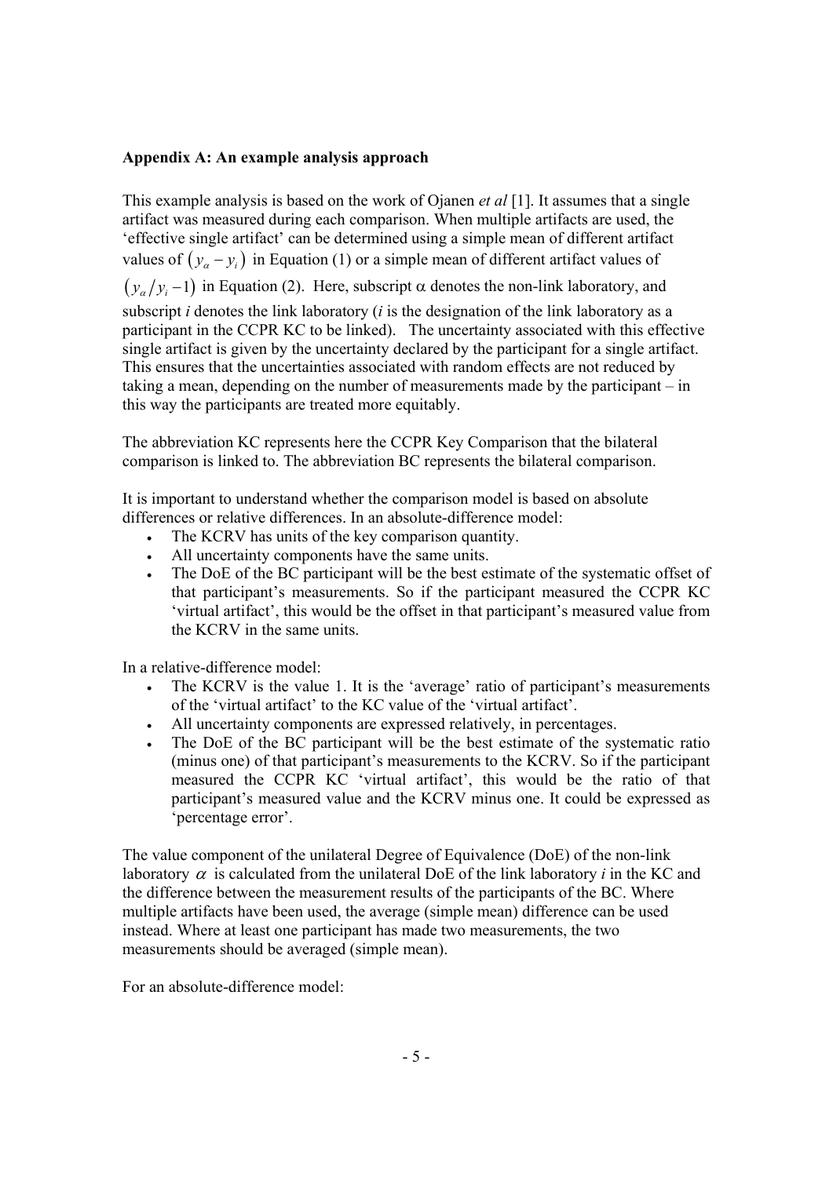**Appendix A: An example analysis approach**

This example analysis is based on the work of Ojanen *et al* [1]. It assumes that a single artifact was measured during each comparison. When multiple artifacts are used, the 'effective single artifact' can be determined using a simple mean of different artifact values of $\left(y_\alpha - y_i\right)$ in Equation (1) or a simple mean of different artifact values of $\left(y_\alpha / y_i - 1\right)$ in Equation (2). Here, subscript $\alpha$ denotes the non-link laboratory, and subscript $i$ denotes the link laboratory ($i$ is the designation of the link laboratory as a participant in the CCPR KC to be linked). The uncertainty associated with this effective single artifact is given by the uncertainty declared by the participant for a single artifact. This ensures that the uncertainties associated with random effects are not reduced by taking a mean, depending on the number of measurements made by the participant – in this way the participants are treated more equitably.

The abbreviation KC represents here the CCPR Key Comparison that the bilateral comparison is linked to. The abbreviation BC represents the bilateral comparison.

It is important to understand whether the comparison model is based on absolute differences or relative differences. In an absolute-difference model:

- The KCRV has units of the key comparison quantity.
- All uncertainty components have the same units.
- The DoE of the BC participant will be the best estimate of the systematic offset of that participant's measurements. So if the participant measured the CCPR KC 'virtual artifact', this would be the offset in that participant's measured value from the KCRV in the same units.

In a relative-difference model:

- The KCRV is the value 1. It is the 'average' ratio of participant's measurements of the 'virtual artifact' to the KC value of the 'virtual artifact'.
- All uncertainty components are expressed relatively, in percentages.
- The DoE of the BC participant will be the best estimate of the systematic ratio (minus one) of that participant's measurements to the KCRV. So if the participant measured the CCPR KC 'virtual artifact', this would be the ratio of that participant's measured value and the KCRV minus one. It could be expressed as 'percentage error'.

The value component of the unilateral Degree of Equivalence (DoE) of the non-link laboratory $\alpha$ is calculated from the unilateral DoE of the link laboratory $i$ in the KC and the difference between the measurement results of the participants of the BC. Where multiple artifacts have been used, the average (simple mean) difference can be used instead. Where at least one participant has made two measurements, the two measurements should be averaged (simple mean).

For an absolute-difference model: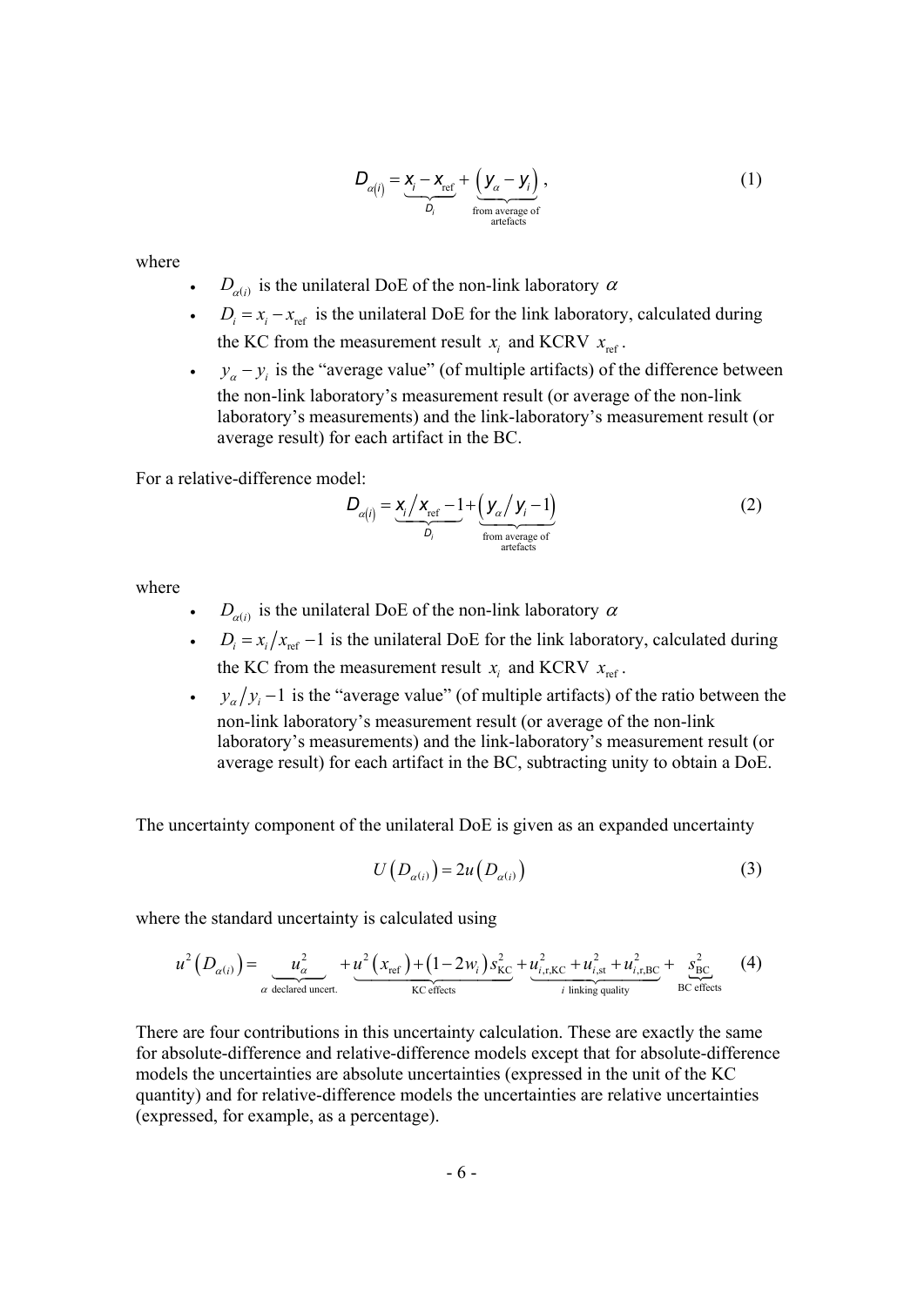$$D_{\alpha(i)} = \underbrace{x_i - x_{\text{ref}}}_{D_i} + \underbrace{\left(y_\alpha - y_i\right)}_{\substack{\text{from average of} \\ \text{artefacts}}}, \tag{1}$$

where

- $D_{\alpha(i)}$ is the unilateral DoE of the non-link laboratory $\alpha$
- $D_i = x_i - x_{\text{ref}}$ is the unilateral DoE for the link laboratory, calculated during the KC from the measurement result $x_i$ and KCRV $x_{\text{ref}}$.
- $y_\alpha - y_i$ is the "average value" (of multiple artifacts) of the difference between the non-link laboratory's measurement result (or average of the non-link laboratory's measurements) and the link-laboratory's measurement result (or average result) for each artifact in the BC.

For a relative-difference model:

$$D_{\alpha(i)} = \underbrace{x_i / x_{\text{ref}} - 1}_{D_i} + \underbrace{\left(y_\alpha / y_i - 1\right)}_{\substack{\text{from average of} \\ \text{artefacts}}} \tag{2}$$

where

- $D_{\alpha(i)}$ is the unilateral DoE of the non-link laboratory $\alpha$
- $D_i = x_i / x_{\text{ref}} - 1$ is the unilateral DoE for the link laboratory, calculated during the KC from the measurement result $x_i$ and KCRV $x_{\text{ref}}$.
- $y_\alpha / y_i - 1$ is the "average value" (of multiple artifacts) of the ratio between the non-link laboratory's measurement result (or average of the non-link laboratory's measurements) and the link-laboratory's measurement result (or average result) for each artifact in the BC, subtracting unity to obtain a DoE.

The uncertainty component of the unilateral DoE is given as an expanded uncertainty

$$U\left(D_{\alpha(i)}\right) = 2u\left(D_{\alpha(i)}\right) \tag{3}$$

where the standard uncertainty is calculated using

$$u^2\left(D_{\alpha(i)}\right) = \underbrace{u_\alpha^2}_{\alpha \text{ declared uncert.}} + \underbrace{u^2\left(x_{\text{ref}}\right) + \left(1 - 2w_i\right) s_{\text{KC}}^2}_{\text{KC effects}} + \underbrace{u_{i,\text{r,KC}}^2 + u_{i,\text{st}}^2 + u_{i,\text{r,BC}}^2}_{i \text{ linking quality}} + \underbrace{s_{\text{BC}}^2}_{\text{BC effects}} \tag{4}$$

There are four contributions in this uncertainty calculation. These are exactly the same for absolute-difference and relative-difference models except that for absolute-difference models the uncertainties are absolute uncertainties (expressed in the unit of the KC quantity) and for relative-difference models the uncertainties are relative uncertainties (expressed, for example, as a percentage).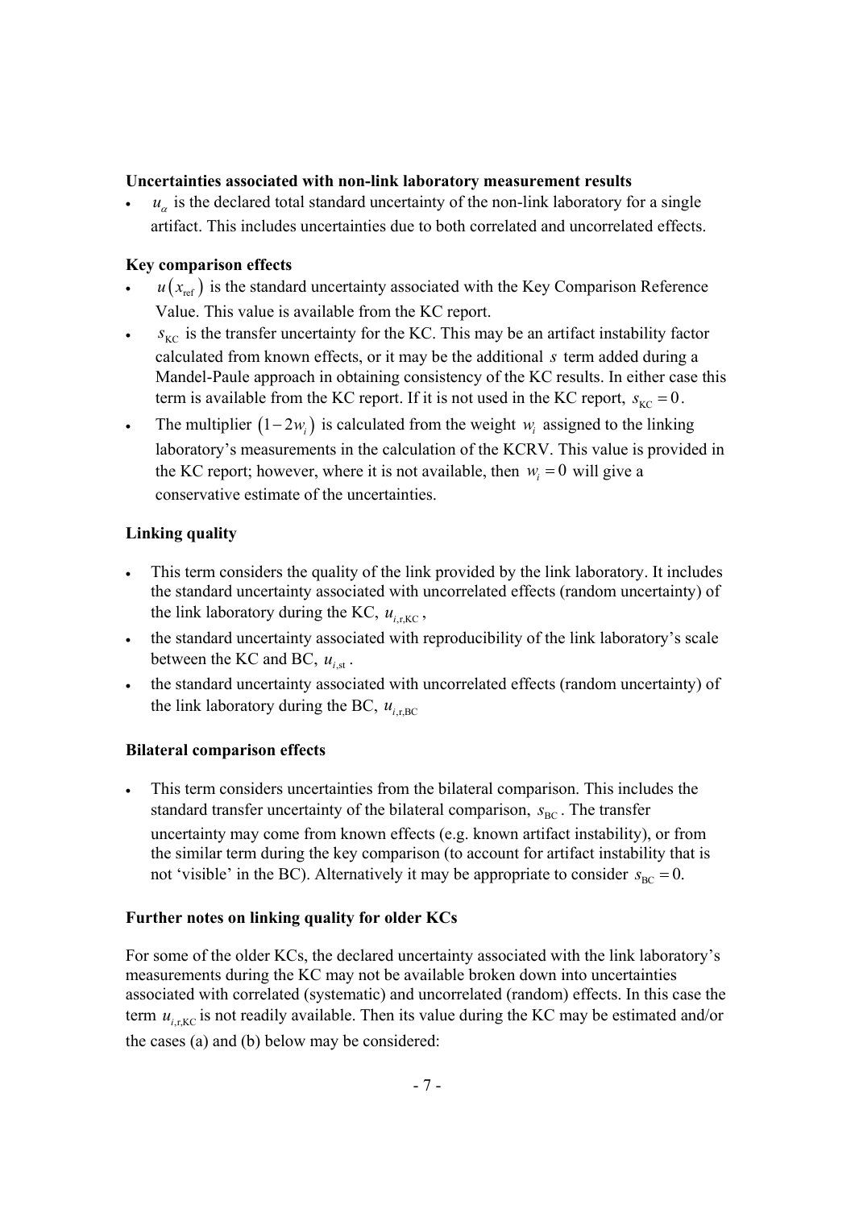**Uncertainties associated with non-link laboratory measurement results**

- $u_\alpha$ is the declared total standard uncertainty of the non-link laboratory for a single artifact. This includes uncertainties due to both correlated and uncorrelated effects.

**Key comparison effects**

- $u(x_{\mathrm{ref}})$ is the standard uncertainty associated with the Key Comparison Reference Value. This value is available from the KC report.
- $s_{\mathrm{KC}}$ is the transfer uncertainty for the KC. This may be an artifact instability factor calculated from known effects, or it may be the additional $s$ term added during a Mandel-Paule approach in obtaining consistency of the KC results. In either case this term is available from the KC report. If it is not used in the KC report, $s_{\mathrm{KC}} = 0$.
- The multiplier $(1-2w_i)$ is calculated from the weight $w_i$ assigned to the linking laboratory's measurements in the calculation of the KCRV. This value is provided in the KC report; however, where it is not available, then $w_i = 0$ will give a conservative estimate of the uncertainties.

**Linking quality**

- This term considers the quality of the link provided by the link laboratory. It includes the standard uncertainty associated with uncorrelated effects (random uncertainty) of the link laboratory during the KC, $u_{i,\mathrm{r,KC}}$,
- the standard uncertainty associated with reproducibility of the link laboratory's scale between the KC and BC, $u_{i,\mathrm{st}}$.
- the standard uncertainty associated with uncorrelated effects (random uncertainty) of the link laboratory during the BC, $u_{i,\mathrm{r,BC}}$

**Bilateral comparison effects**

- This term considers uncertainties from the bilateral comparison. This includes the standard transfer uncertainty of the bilateral comparison, $s_{\mathrm{BC}}$. The transfer uncertainty may come from known effects (e.g. known artifact instability), or from the similar term during the key comparison (to account for artifact instability that is not 'visible' in the BC). Alternatively it may be appropriate to consider $s_{\mathrm{BC}} = 0$.

**Further notes on linking quality for older KCs**

For some of the older KCs, the declared uncertainty associated with the link laboratory's measurements during the KC may not be available broken down into uncertainties associated with correlated (systematic) and uncorrelated (random) effects. In this case the term $u_{i,\mathrm{r,KC}}$ is not readily available. Then its value during the KC may be estimated and/or the cases (a) and (b) below may be considered: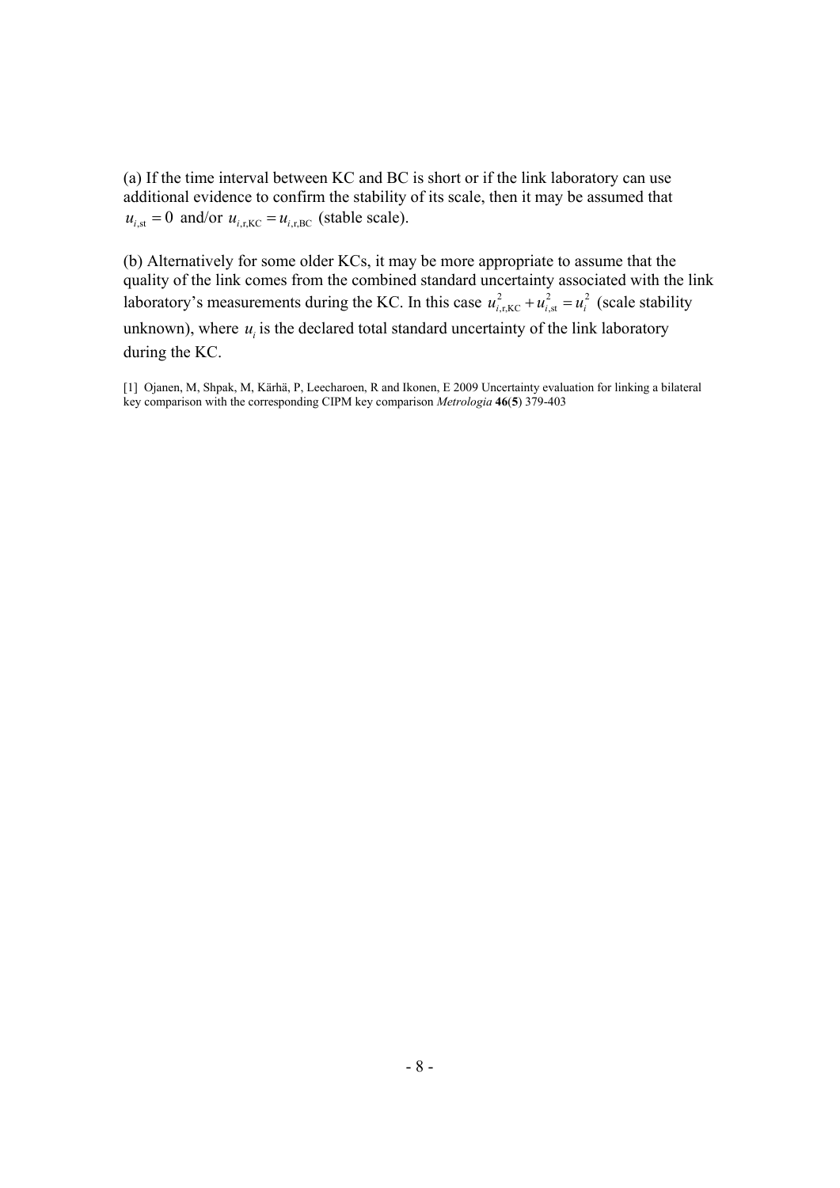(a) If the time interval between KC and BC is short or if the link laboratory can use additional evidence to confirm the stability of its scale, then it may be assumed that $u_{i,\mathrm{st}} = 0$ and/or $u_{i,\mathrm{r,KC}} = u_{i,\mathrm{r,BC}}$ (stable scale).

(b) Alternatively for some older KCs, it may be more appropriate to assume that the quality of the link comes from the combined standard uncertainty associated with the link laboratory's measurements during the KC. In this case $u_{i,\mathrm{r,KC}}^2 + u_{i,\mathrm{st}}^2 = u_i^2$ (scale stability unknown), where $u_i$ is the declared total standard uncertainty of the link laboratory during the KC.

[1] Ojanen, M, Shpak, M, Kärhä, P, Leecharoen, R and Ikonen, E 2009 Uncertainty evaluation for linking a bilateral key comparison with the corresponding CIPM key comparison *Metrologia* **46**(**5**) 379-403